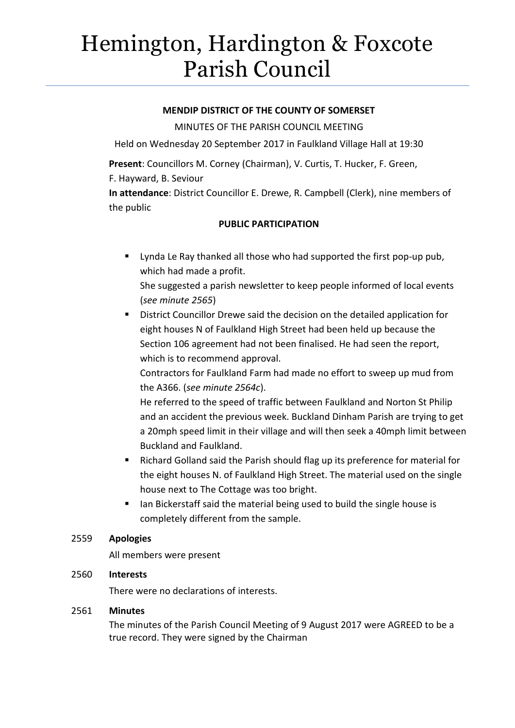# Hemington, Hardington & Foxcote Parish Council

**MENDIP DISTRICT OF THE COUNTY OF SOMERSET**

MINUTES OF THE PARISH COUNCIL MEETING

Held on Wednesday 20 September 2017 in Faulkland Village Hall at 19:30

**Present**: Councillors M. Corney (Chairman), V. Curtis, T. Hucker, F. Green, F. Hayward, B. Seviour

**In attendance**: District Councillor E. Drewe, R. Campbell (Clerk), nine members of the public

**PUBLIC PARTICIPATION**

- Lynda Le Ray thanked all those who had supported the first pop-up pub, which had made a profit.
  She suggested a parish newsletter to keep people informed of local events (*see minute 2565*)
- District Councillor Drewe said the decision on the detailed application for eight houses N of Faulkland High Street had been held up because the Section 106 agreement had not been finalised. He had seen the report, which is to recommend approval.
  Contractors for Faulkland Farm had made no effort to sweep up mud from the A366. (*see minute 2564c*).
  He referred to the speed of traffic between Faulkland and Norton St Philip and an accident the previous week. Buckland Dinham Parish are trying to get a 20mph speed limit in their village and will then seek a 40mph limit between Buckland and Faulkland.
- Richard Golland said the Parish should flag up its preference for material for the eight houses N. of Faulkland High Street. The material used on the single house next to The Cottage was too bright.
- Ian Bickerstaff said the material being used to build the single house is completely different from the sample.

2559 **Apologies**

All members were present

2560 **Interests**

There were no declarations of interests.

2561 **Minutes**

The minutes of the Parish Council Meeting of 9 August 2017 were AGREED to be a true record. They were signed by the Chairman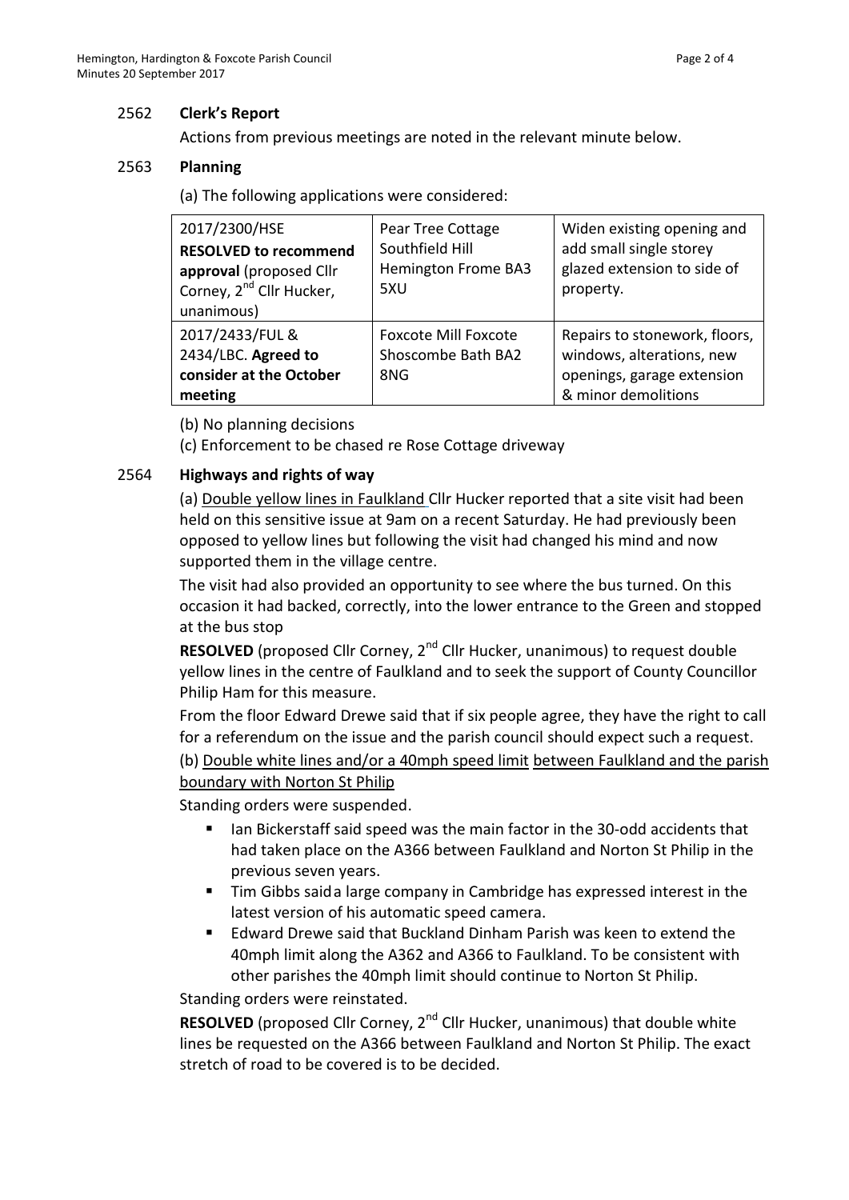## 2562 **Clerk's Report**

Actions from previous meetings are noted in the relevant minute below.

## 2563 **Planning**

(a) The following applications were considered:

| | | |
|---|---|---|
| 2017/2300/HSE **RESOLVED to recommend approval** (proposed Cllr Corney, 2nd Cllr Hucker, unanimous) | Pear Tree Cottage Southfield Hill Hemington Frome BA3 5XU | Widen existing opening and add small single storey glazed extension to side of property. |
| 2017/2433/FUL & 2434/LBC. **Agreed to consider at the October meeting** | Foxcote Mill Foxcote Shoscombe Bath BA2 8NG | Repairs to stonework, floors, windows, alterations, new openings, garage extension & minor demolitions |

(b) No planning decisions

(c) Enforcement to be chased re Rose Cottage driveway

## 2564 **Highways and rights of way**

(a) Double yellow lines in Faulkland Cllr Hucker reported that a site visit had been held on this sensitive issue at 9am on a recent Saturday. He had previously been opposed to yellow lines but following the visit had changed his mind and now supported them in the village centre.

The visit had also provided an opportunity to see where the bus turned. On this occasion it had backed, correctly, into the lower entrance to the Green and stopped at the bus stop

**RESOLVED** (proposed Cllr Corney, 2nd Cllr Hucker, unanimous) to request double yellow lines in the centre of Faulkland and to seek the support of County Councillor Philip Ham for this measure.

From the floor Edward Drewe said that if six people agree, they have the right to call for a referendum on the issue and the parish council should expect such a request.

(b) Double white lines and/or a 40mph speed limit between Faulkland and the parish boundary with Norton St Philip

Standing orders were suspended.

- Ian Bickerstaff said speed was the main factor in the 30-odd accidents that had taken place on the A366 between Faulkland and Norton St Philip in the previous seven years.
- Tim Gibbs saida large company in Cambridge has expressed interest in the latest version of his automatic speed camera.
- Edward Drewe said that Buckland Dinham Parish was keen to extend the 40mph limit along the A362 and A366 to Faulkland. To be consistent with other parishes the 40mph limit should continue to Norton St Philip.

Standing orders were reinstated.

**RESOLVED** (proposed Cllr Corney, 2nd Cllr Hucker, unanimous) that double white lines be requested on the A366 between Faulkland and Norton St Philip. The exact stretch of road to be covered is to be decided.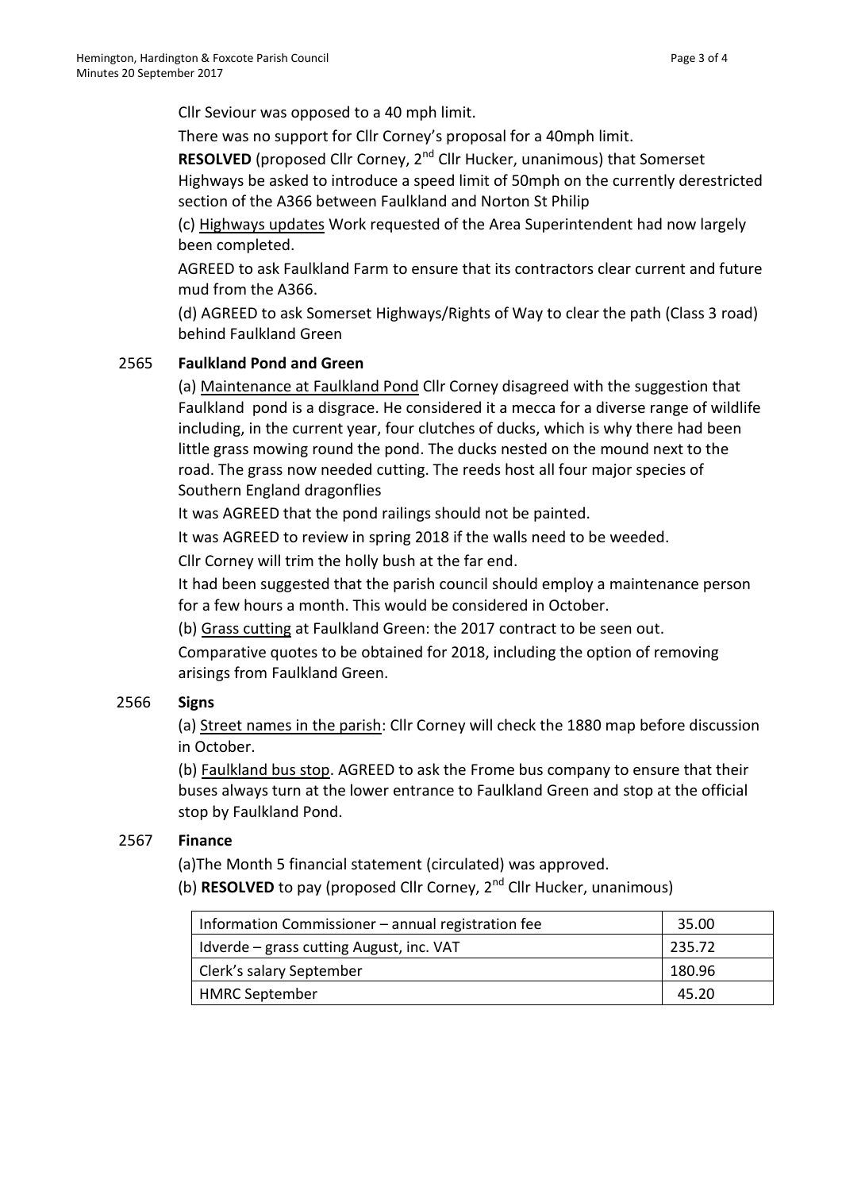Cllr Seviour was opposed to a 40 mph limit.

There was no support for Cllr Corney's proposal for a 40mph limit.

**RESOLVED** (proposed Cllr Corney, 2nd Cllr Hucker, unanimous) that Somerset Highways be asked to introduce a speed limit of 50mph on the currently derestricted section of the A366 between Faulkland and Norton St Philip

(c) Highways updates Work requested of the Area Superintendent had now largely been completed.

AGREED to ask Faulkland Farm to ensure that its contractors clear current and future mud from the A366.

(d) AGREED to ask Somerset Highways/Rights of Way to clear the path (Class 3 road) behind Faulkland Green

**2565 Faulkland Pond and Green**

(a) Maintenance at Faulkland Pond Cllr Corney disagreed with the suggestion that Faulkland pond is a disgrace. He considered it a mecca for a diverse range of wildlife including, in the current year, four clutches of ducks, which is why there had been little grass mowing round the pond. The ducks nested on the mound next to the road. The grass now needed cutting. The reeds host all four major species of Southern England dragonflies

It was AGREED that the pond railings should not be painted.

It was AGREED to review in spring 2018 if the walls need to be weeded.

Cllr Corney will trim the holly bush at the far end.

It had been suggested that the parish council should employ a maintenance person for a few hours a month. This would be considered in October.

(b) Grass cutting at Faulkland Green: the 2017 contract to be seen out.

Comparative quotes to be obtained for 2018, including the option of removing arisings from Faulkland Green.

**2566 Signs**

(a) Street names in the parish: Cllr Corney will check the 1880 map before discussion in October.

(b) Faulkland bus stop. AGREED to ask the Frome bus company to ensure that their buses always turn at the lower entrance to Faulkland Green and stop at the official stop by Faulkland Pond.

**2567 Finance**

(a)The Month 5 financial statement (circulated) was approved.

(b) **RESOLVED** to pay (proposed Cllr Corney, 2nd Cllr Hucker, unanimous)

| | |
|---|---|
| Information Commissioner – annual registration fee | 35.00 |
| Idverde – grass cutting August, inc. VAT | 235.72 |
| Clerk's salary September | 180.96 |
| HMRC September | 45.20 |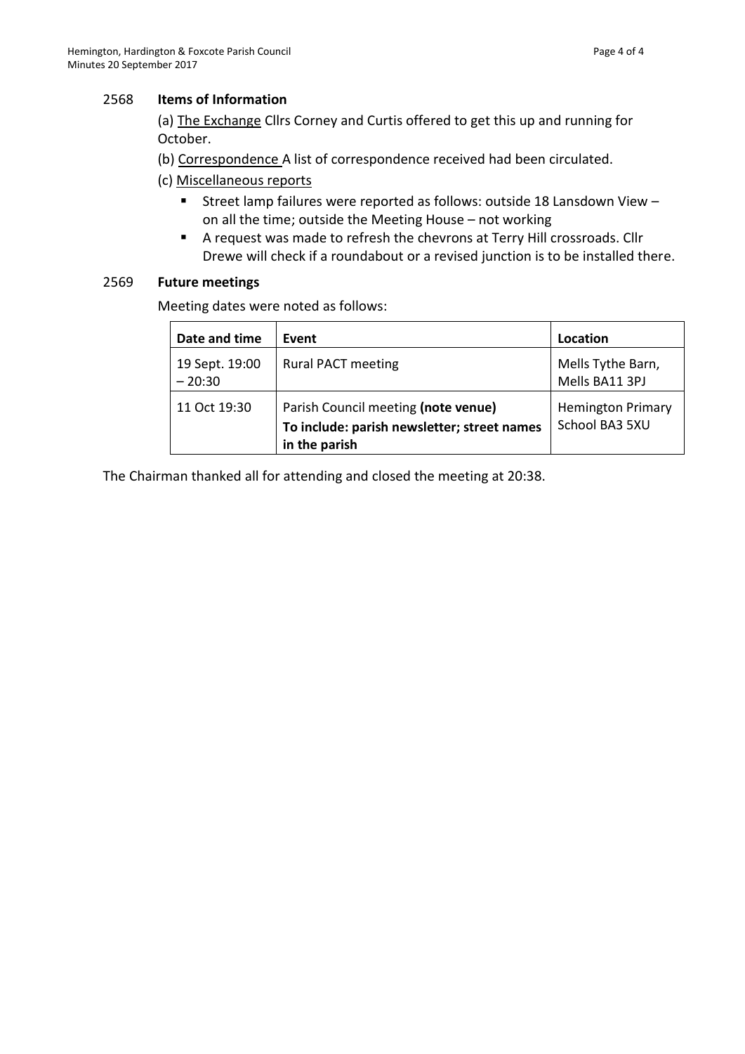2568 **Items of Information**

(a) The Exchange Cllrs Corney and Curtis offered to get this up and running for October.

(b) Correspondence A list of correspondence received had been circulated.

(c) Miscellaneous reports

- Street lamp failures were reported as follows: outside 18 Lansdown View – on all the time; outside the Meeting House – not working
- A request was made to refresh the chevrons at Terry Hill crossroads. Cllr Drewe will check if a roundabout or a revised junction is to be installed there.

2569 **Future meetings**

Meeting dates were noted as follows:

| Date and time | Event | Location |
| --- | --- | --- |
| 19 Sept. 19:00 – 20:30 | Rural PACT meeting | Mells Tythe Barn, Mells BA11 3PJ |
| 11 Oct 19:30 | Parish Council meeting **(note venue)** **To include: parish newsletter; street names in the parish** | Hemington Primary School BA3 5XU |

The Chairman thanked all for attending and closed the meeting at 20:38.